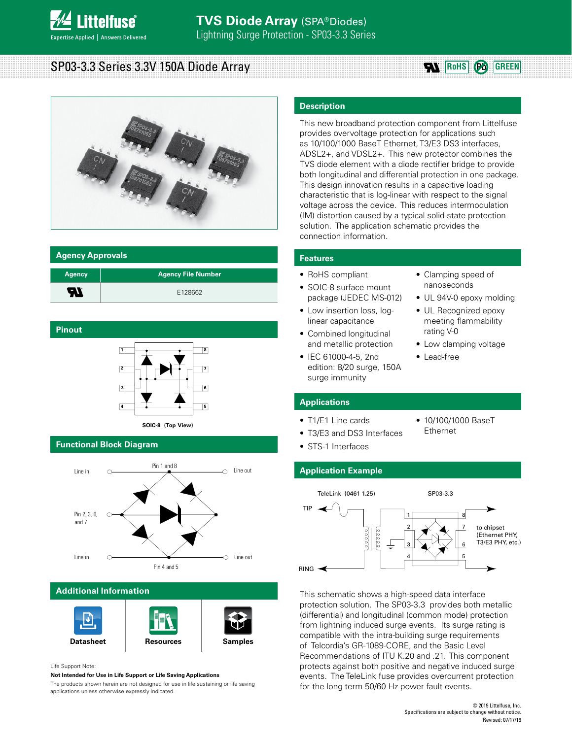# TVS Diode Array (SPA® Diodes)

Lightning Surge Protection - SP03-3.3 Series

## SP03-3.3 Series 3.3V 150A Diode Array

RoHS | Pb | GREEN

## Description

This new broadband protection component from Littelfuse provides overvoltage protection for applications such as 10/100/1000 BaseT Ethernet, T3/E3 DS3 interfaces, ADSL2+, and VDSL2+. This new protector combines the TVS diode element with a diode rectifier bridge to provide both longitudinal and differential protection in one package. This design innovation results in a capacitive loading characteristic that is log-linear with respect to the signal voltage across the device. This reduces intermodulation (IM) distortion caused by a typical solid-state protection solution. The application schematic provides the connection information.

## Agency Approvals

| Agency | Agency File Number |
|---|---|
| UL | E128662 |

## Features

- RoHS compliant
- SOIC-8 surface mount package (JEDEC MS-012)
- Low insertion loss, log-linear capacitance
- Combined longitudinal and metallic protection
- IEC 61000-4-5, 2nd edition: 8/20 surge, 150A surge immunity
- Clamping speed of nanoseconds
- UL 94V-0 epoxy molding
- UL Recognized epoxy meeting flammability rating V-0
- Low clamping voltage
- Lead-free

## Pinout

SOIC-8 (Top View)

## Applications

- T1/E1 Line cards
- T3/E3 and DS3 Interfaces
- STS-1 Interfaces
- 10/100/1000 BaseT Ethernet

## Functional Block Diagram

Line in — Pin 1 and 8 — Line out

Pin 2, 3, 6, and 7

Line in — Pin 4 and 5 — Line out

## Application Example

TeleLink (0461 1.25) — SP03-3.3

TIP, RING — to chipset (Ethernet PHY, T3/E3 PHY, etc.)

This schematic shows a high-speed data interface protection solution. The SP03-3.3 provides both metallic (differential) and longitudinal (common mode) protection from lightning induced surge events. Its surge rating is compatible with the intra-building surge requirements of Telcordia's GR-1089-CORE, and the Basic Level Recommendations of ITU K.20 and .21. This component protects against both positive and negative induced surge events. The TeleLink fuse provides overcurrent protection for the long term 50/60 Hz power fault events.

## Additional Information

Datasheet | Resources | Samples

Life Support Note:

**Not Intended for Use in Life Support or Life Saving Applications**

The products shown herein are not designed for use in life sustaining or life saving applications unless otherwise expressly indicated.

© 2019 Littelfuse, Inc.
Specifications are subject to change without notice.
Revised: 07/17/19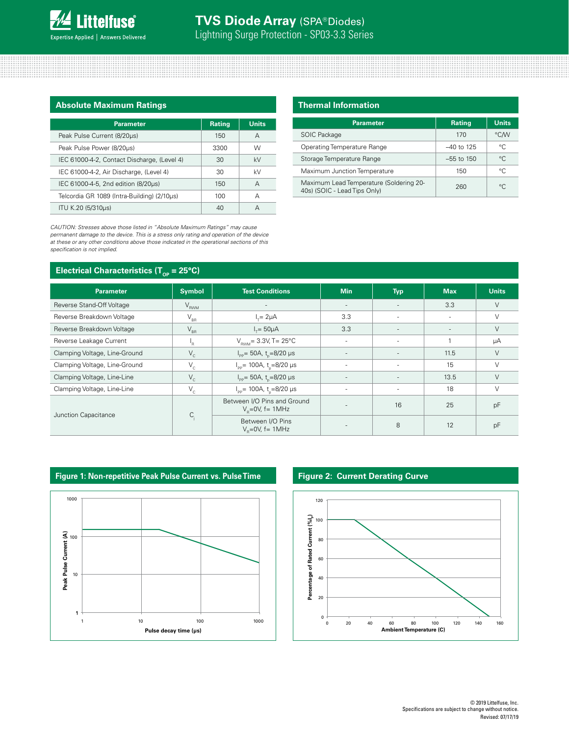## Absolute Maximum Ratings

| Parameter | Rating | Units |
|---|---|---|
| Peak Pulse Current (8/20μs) | 150 | A |
| Peak Pulse Power (8/20μs) | 3300 | W |
| IEC 61000-4-2, Contact Discharge, (Level 4) | 30 | kV |
| IEC 61000-4-2, Air Discharge, (Level 4) | 30 | kV |
| IEC 61000-4-5, 2nd edition (8/20μs) | 150 | A |
| Telcordia GR 1089 (Intra-Building) (2/10μs) | 100 | A |
| ITU K.20 (5/310μs) | 40 | A |

*CAUTION: Stresses above those listed in "Absolute Maximum Ratings" may cause permanent damage to the device. This is a stress only rating and operation of the device at these or any other conditions above those indicated in the operational sections of this specification is not implied.*

## Thermal Information

| Parameter | Rating | Units |
|---|---|---|
| SOIC Package | 170 | °C/W |
| Operating Temperature Range | –40 to 125 | °C |
| Storage Temperature Range | –55 to 150 | °C |
| Maximum Junction Temperature | 150 | °C |
| Maximum Lead Temperature (Soldering 20-40s) (SOIC - Lead Tips Only) | 260 | °C |

## Electrical Characteristics ($T_{OP}$ = 25°C)

| Parameter | Symbol | Test Conditions | Min | Typ | Max | Units |
|---|---|---|---|---|---|---|
| Reverse Stand-Off Voltage | $V_{RWM}$ | - | - | - | 3.3 | V |
| Reverse Breakdown Voltage | $V_{BR}$ | $I_T$= 2μA | 3.3 | - | - | V |
| Reverse Breakdown Voltage | $V_{BR}$ | $I_T$= 50μA | 3.3 | - | - | V |
| Reverse Leakage Current | $I_R$ | $V_{RWM}$= 3.3V, T= 25°C | - | - | 1 | μA |
| Clamping Voltage, Line-Ground | $V_C$ | $I_{PP}$= 50A, $t_p$=8/20 μs | - | - | 11.5 | V |
| Clamping Voltage, Line-Ground | $V_C$ | $I_{PP}$= 100A, $t_p$=8/20 μs | - | - | 15 | V |
| Clamping Voltage, Line-Line | $V_C$ | $I_{PP}$= 50A, $t_p$=8/20 μs | - | - | 13.5 | V |
| Clamping Voltage, Line-Line | $V_C$ | $I_{PP}$= 100A, $t_p$=8/20 μs | - | - | 18 | V |
| Junction Capacitance | $C_j$ | Between I/O Pins and Ground $V_R$=0V, f= 1MHz | - | 16 | 25 | pF |
| | | Between I/O Pins $V_R$=0V, f= 1MHz | - | 8 | 12 | pF |

## Figure 1: Non-repetitive Peak Pulse Current vs. Pulse Time

## Figure 2: Current Derating Curve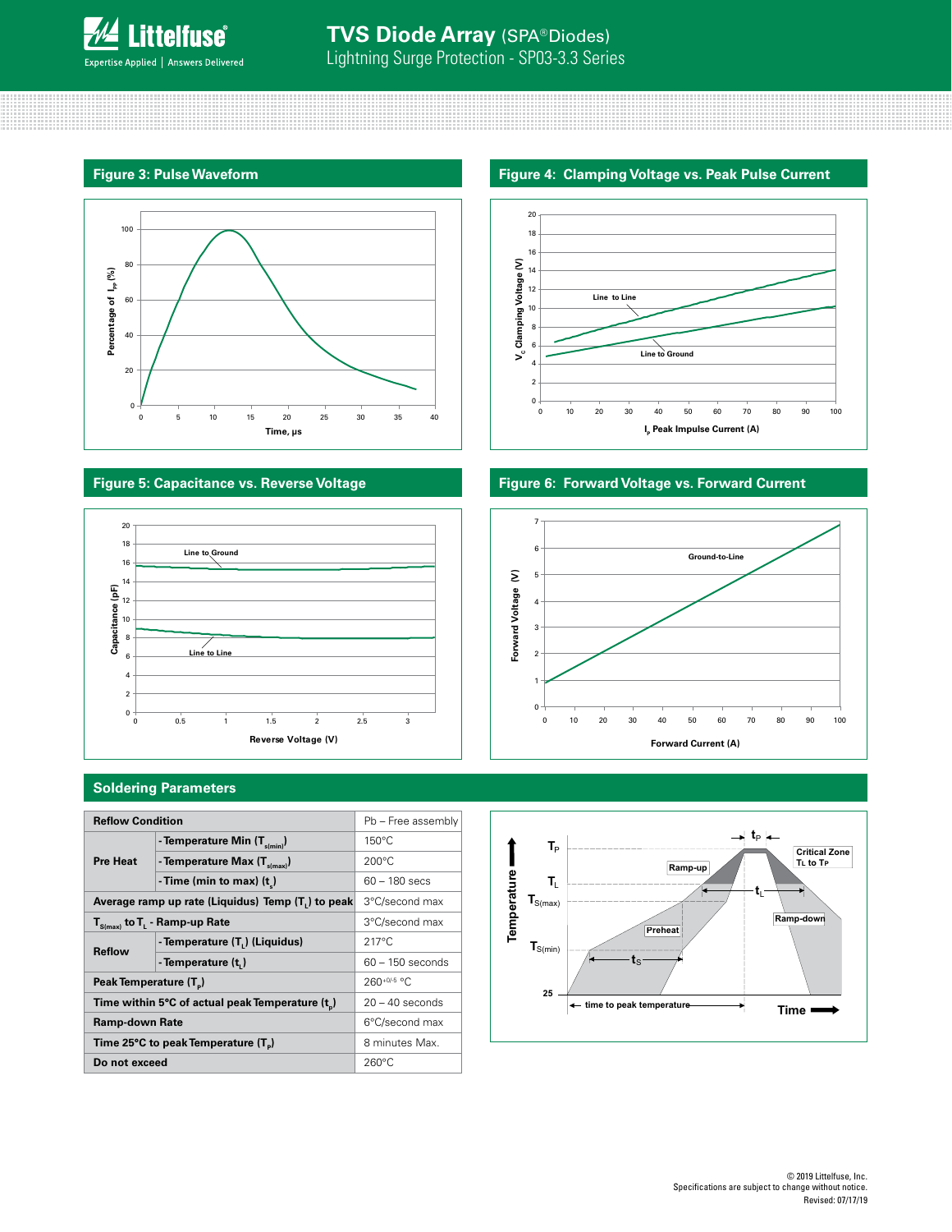### Figure 3: Pulse Waveform

### Figure 4: Clamping Voltage vs. Peak Pulse Current

### Figure 5: Capacitance vs. Reverse Voltage

### Figure 6: Forward Voltage vs. Forward Current

## Soldering Parameters

| Reflow Condition | | Pb – Free assembly |
|---|---|---|
| Pre Heat | - Temperature Min ($T_{s(min)}$) | 150°C |
| | - Temperature Max ($T_{s(max)}$) | 200°C |
| | - Time (min to max) ($t_s$) | 60 – 180 secs |
| Average ramp up rate (Liquidus) Temp ($T_L$) to peak | | 3°C/second max |
| $T_{S(max)}$ to $T_L$ - Ramp-up Rate | | 3°C/second max |
| Reflow | - Temperature ($T_L$) (Liquidus) | 217°C |
| | - Temperature ($t_L$) | 60 – 150 seconds |
| Peak Temperature ($T_P$) | | $260^{+0/-5}$ °C |
| Time within 5°C of actual peak Temperature ($t_p$) | | 20 – 40 seconds |
| Ramp-down Rate | | 6°C/second max |
| Time 25°C to peak Temperature ($T_P$) | | 8 minutes Max. |
| Do not exceed | | 260°C |

© 2019 Littelfuse, Inc.
Specifications are subject to change without notice.
Revised: 07/17/19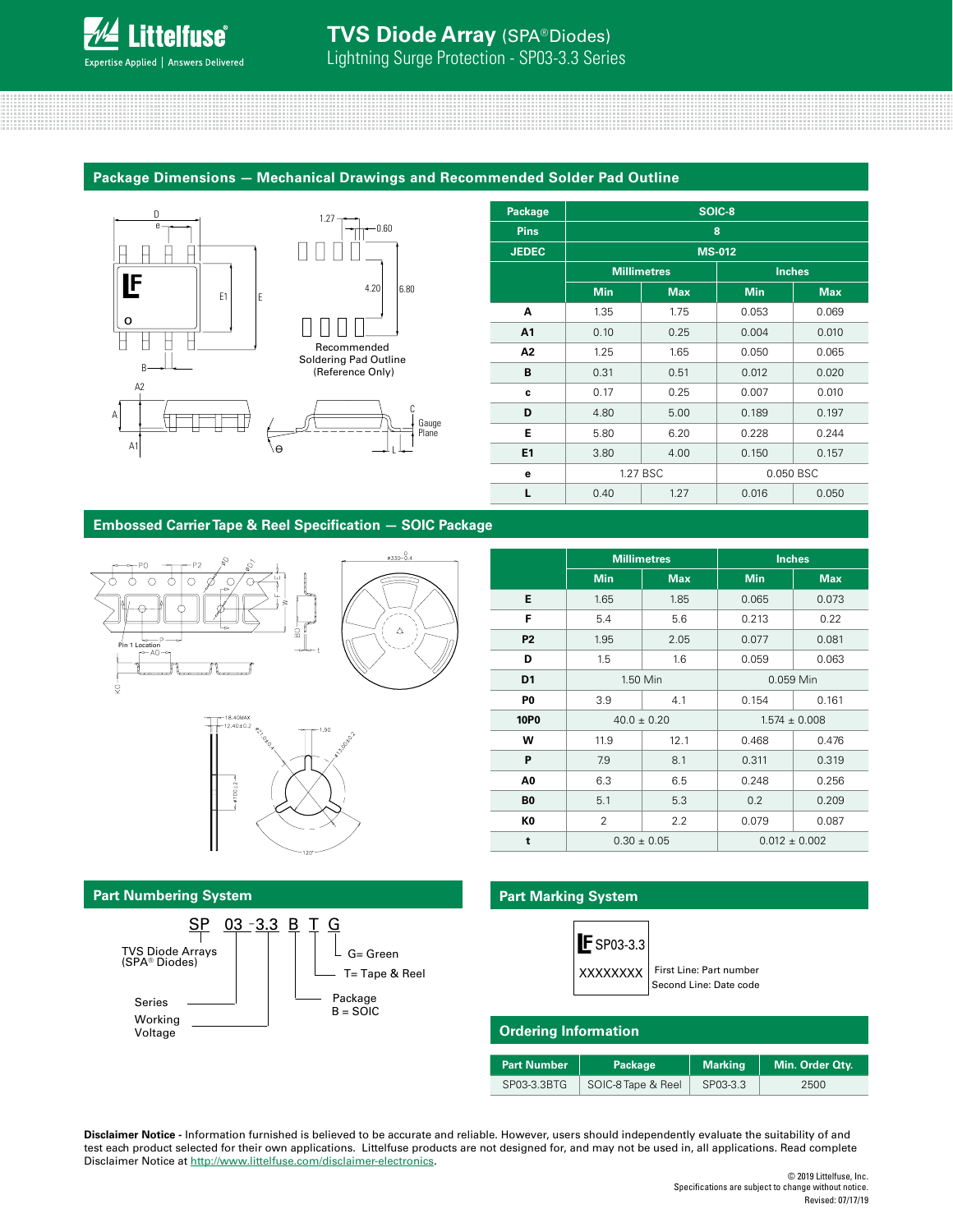## Package Dimensions — Mechanical Drawings and Recommended Solder Pad Outline

D
e
1.27
0.60
E1
E
4.20
6.80
Recommended Soldering Pad Outline (Reference Only)
B
A2
A
A1
C
Gauge Plane
L
Θ

| Package | SOIC-8 | | | |
|---|---|---|---|---|
| Pins | 8 | | | |
| JEDEC | MS-012 | | | |
| | Millimetres | | Inches | |
| | Min | Max | Min | Max |
| A | 1.35 | 1.75 | 0.053 | 0.069 |
| A1 | 0.10 | 0.25 | 0.004 | 0.010 |
| A2 | 1.25 | 1.65 | 0.050 | 0.065 |
| B | 0.31 | 0.51 | 0.012 | 0.020 |
| c | 0.17 | 0.25 | 0.007 | 0.010 |
| D | 4.80 | 5.00 | 0.189 | 0.197 |
| E | 5.80 | 6.20 | 0.228 | 0.244 |
| E1 | 3.80 | 4.00 | 0.150 | 0.157 |
| e | 1.27 BSC | | 0.050 BSC | |
| L | 0.40 | 1.27 | 0.016 | 0.050 |

## Embossed Carrier Tape & Reel Specification — SOIC Package

P0
P2
D
D1
E
F
W
B0
t
Pin 1 Location
P
A0
K0
ø330-0.4
18.40MAX
12.40±0.2
1.90
ø21.0±0.4
ø13.00±0.2
ø100±2
120°

| | Millimetres | | Inches | |
|---|---|---|---|---|
| | Min | Max | Min | Max |
| E | 1.65 | 1.85 | 0.065 | 0.073 |
| F | 5.4 | 5.6 | 0.213 | 0.22 |
| P2 | 1.95 | 2.05 | 0.077 | 0.081 |
| D | 1.5 | 1.6 | 0.059 | 0.063 |
| D1 | 1.50 Min | | 0.059 Min | |
| P0 | 3.9 | 4.1 | 0.154 | 0.161 |
| 10P0 | 40.0 ± 0.20 | | 1.574 ± 0.008 | |
| W | 11.9 | 12.1 | 0.468 | 0.476 |
| P | 7.9 | 8.1 | 0.311 | 0.319 |
| A0 | 6.3 | 6.5 | 0.248 | 0.256 |
| B0 | 5.1 | 5.3 | 0.2 | 0.209 |
| K0 | 2 | 2.2 | 0.079 | 0.087 |
| t | 0.30 ± 0.05 | | 0.012 ± 0.002 | |

## Part Numbering System

SP 03 -3.3 B T G

- SP: TVS Diode Arrays (SPA® Diodes)
- 03: Series
- -3.3: Working Voltage
- B: Package, B = SOIC
- T: T= Tape & Reel
- G: G= Green

## Part Marking System

SP03-3.3
XXXXXXXX

First Line: Part number
Second Line: Date code

## Ordering Information

| Part Number | Package | Marking | Min. Order Qty. |
|---|---|---|---|
| SP03-3.3BTG | SOIC-8 Tape & Reel | SP03-3.3 | 2500 |

**Disclaimer Notice** - Information furnished is believed to be accurate and reliable. However, users should independently evaluate the suitability of and test each product selected for their own applications. Littelfuse products are not designed for, and may not be used in, all applications. Read complete Disclaimer Notice at http://www.littelfuse.com/disclaimer-electronics.

© 2019 Littelfuse, Inc.
Specifications are subject to change without notice.
Revised: 07/17/19